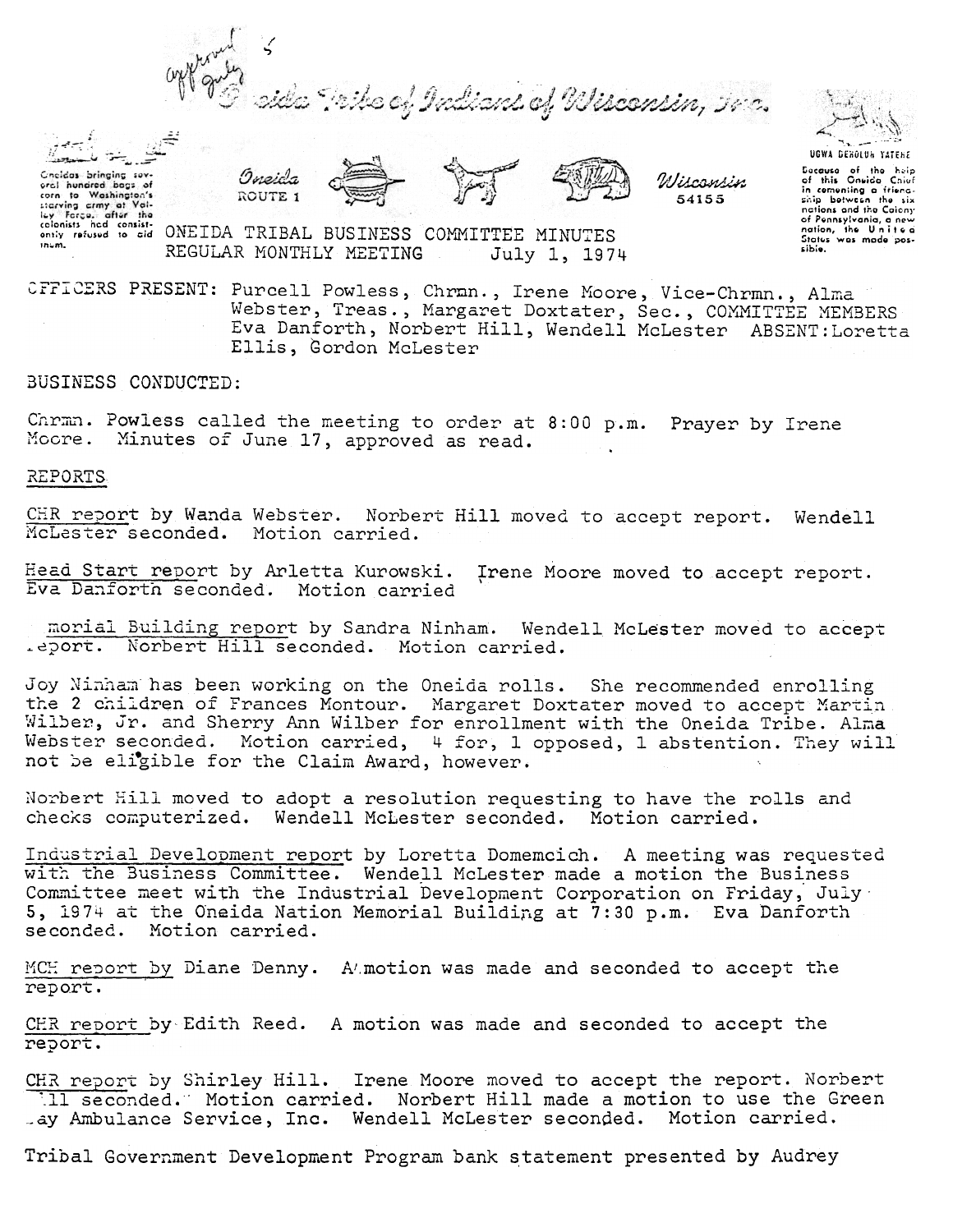approved July 5

# Oneida Tribe of Indians of Wisconsin, Inc.

Oneidas bringing several hundred bags of corn to Washington's starving army at Valley Forge, after the colonists had consistently refused to aid them.

Oneida
ROUTE 1

Wisconsin
54155

UGWA DEHOLUH YATEHE

Because of the help of this Oneida Chief in cementing a friendship between the six nations and the Colony of Pennsylvania, a new nation, the United States was made possible.

## ONEIDA TRIBAL BUSINESS COMMITTEE MINUTES
## REGULAR MONTHLY MEETING July 1, 1974

OFFICERS PRESENT: Purcell Powless, Chrmn., Irene Moore, Vice-Chrmn., Alma Webster, Treas., Margaret Doxtater, Sec., COMMITTEE MEMBERS Eva Danforth, Norbert Hill, Wendell McLester ABSENT: Loretta Ellis, Gordon McLester

BUSINESS CONDUCTED:

Chrmn. Powless called the meeting to order at 8:00 p.m. Prayer by Irene Moore. Minutes of June 17, approved as read.

REPORTS

CHR report by Wanda Webster. Norbert Hill moved to accept report. Wendell McLester seconded. Motion carried.

Head Start report by Arletta Kurowski. Irene Moore moved to accept report. Eva Danforth seconded. Motion carried

Memorial Building report by Sandra Ninham. Wendell McLester moved to accept report. Norbert Hill seconded. Motion carried.

Joy Ninham has been working on the Oneida rolls. She recommended enrolling the 2 children of Frances Montour. Margaret Doxtater moved to accept Martin Wilber, Jr. and Sherry Ann Wilber for enrollment with the Oneida Tribe. Alma Webster seconded. Motion carried, 4 for, 1 opposed, 1 abstention. They will not be eligible for the Claim Award, however.

Norbert Hill moved to adopt a resolution requesting to have the rolls and checks computerized. Wendell McLester seconded. Motion carried.

Industrial Development report by Loretta Domemcich. A meeting was requested with the Business Committee. Wendell McLester made a motion the Business Committee meet with the Industrial Development Corporation on Friday, July 5, 1974 at the Oneida Nation Memorial Building at 7:30 p.m. Eva Danforth seconded. Motion carried.

MCH report by Diane Denny. A motion was made and seconded to accept the report.

CHR report by Edith Reed. A motion was made and seconded to accept the report.

CHR report by Shirley Hill. Irene Moore moved to accept the report. Norbert Hill seconded. Motion carried. Norbert Hill made a motion to use the Green Bay Ambulance Service, Inc. Wendell McLester seconded. Motion carried.

Tribal Government Development Program bank statement presented by Audrey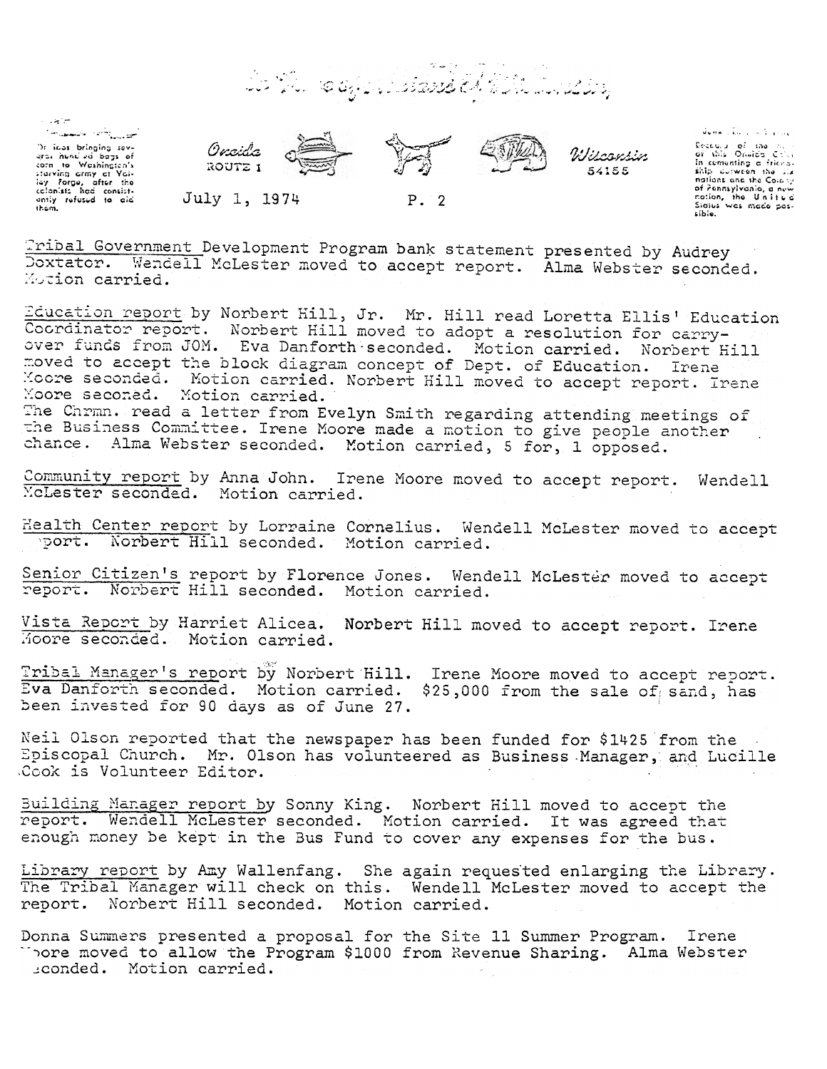**Tribal Government Development Program** bank statement presented by Audrey Doxtator. Wendell McLester moved to accept report. Alma Webster seconded. Motion carried.

**Education report** by Norbert Hill, Jr. Mr. Hill read Loretta Ellis' Education Coordinator report. Norbert Hill moved to adopt a resolution for carry-over funds from JOM. Eva Danforth seconded. Motion carried. Norbert Hill moved to accept the block diagram concept of Dept. of Education. Irene Moore seconded. Motion carried. Norbert Hill moved to accept report. Irene Moore seconed. Motion carried.

The Chrmn. read a letter from Evelyn Smith regarding attending meetings of the Business Committee. Irene Moore made a motion to give people another chance. Alma Webster seconded. Motion carried, 5 for, 1 opposed.

**Community report** by Anna John. Irene Moore moved to accept report. Wendell McLester seconded. Motion carried.

**Health Center report** by Lorraine Cornelius. Wendell McLester moved to accept report. Norbert Hill seconded. Motion carried.

**Senior Citizen's** report by Florence Jones. Wendell McLester moved to accept report. Norbert Hill seconded. Motion carried.

**Vista Report** by Harriet Alicea. Norbert Hill moved to accept report. Irene Moore seconded. Motion carried.

**Tribal Manager's report** by Norbert Hill. Irene Moore moved to accept report. Eva Danforth seconded. Motion carried. $25,000 from the sale of sand, has been invested for 90 days as of June 27.

Neil Olson reported that the newspaper has been funded for $1425 from the Episcopal Church. Mr. Olson has volunteered as Business Manager, and Lucille Cook is Volunteer Editor.

**Building Manager report by** Sonny King. Norbert Hill moved to accept the report. Wendell McLester seconded. Motion carried. It was agreed that enough money be kept in the Bus Fund to cover any expenses for the bus.

**Library report** by Amy Wallenfang. She again requested enlarging the Library. The Tribal Manager will check on this. Wendell McLester moved to accept the report. Norbert Hill seconded. Motion carried.

Donna Summers presented a proposal for the Site 11 Summer Program. Irene Moore moved to allow the Program $1000 from Revenue Sharing. Alma Webster seconded. Motion carried.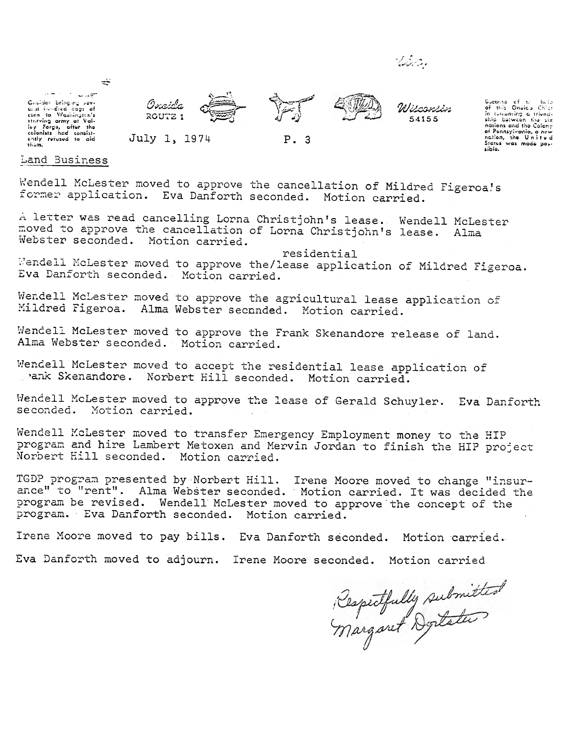## Land Business

Wendell McLester moved to approve the cancellation of Mildred Figeroa's former application. Eva Danforth seconded. Motion carried.

A letter was read cancelling Lorna Christjohn's lease. Wendell McLester moved to approve the cancellation of Lorna Christjohn's lease. Alma Webster seconded. Motion carried.

Wendell McLester moved to approve the/residential lease application of Mildred Figeroa. Eva Danforth seconded. Motion carried.

Wendell McLester moved to approve the agricultural lease application of Mildred Figeroa. Alma Webster secnnded. Motion carried.

Wendell McLester moved to approve the Frank Skenandore release of land. Alma Webster seconded. Motion carried.

Wendell McLester moved to accept the residential lease application of Frank Skenandore. Norbert Hill seconded. Motion carried.

Wendell McLester moved to approve the lease of Gerald Schuyler. Eva Danforth seconded. Motion carried.

Wendell McLester moved to transfer Emergency Employment money to the HIP program and hire Lambert Metoxen and Mervin Jordan to finish the HIP project Norbert Hill seconded. Motion carried.

TGDP program presented by Norbert Hill. Irene Moore moved to change "insurance" to "rent". Alma Webster seconded. Motion carried. It was decided the program be revised. Wendell McLester moved to approve the concept of the program. Eva Danforth seconded. Motion carried.

Irene Moore moved to pay bills. Eva Danforth seconded. Motion carried.

Eva Danforth moved to adjourn. Irene Moore seconded. Motion carried

Respectfully submitted
Margaret Doxtater